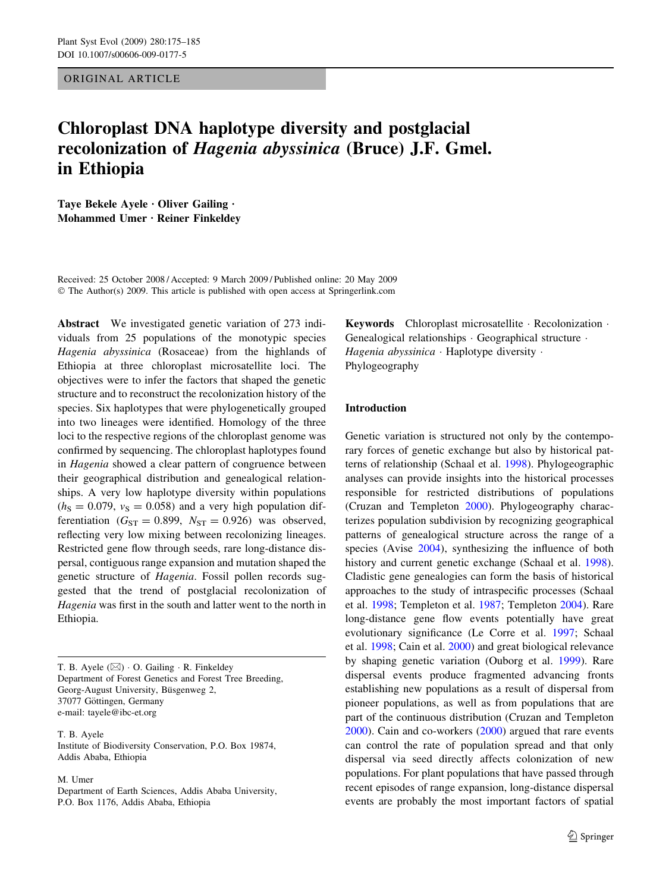ORIGINAL ARTICLE

# Chloroplast DNA haplotype diversity and postglacial recolonization of *Hagenia abyssinica* (Bruce) J.F. Gmel. in Ethiopia

**Taye Bekele Ayele · Oliver Gailing · Mohammed Umer · Reiner Finkeldey**

Received: 25 October 2008 / Accepted: 9 March 2009 / Published online: 20 May 2009
© The Author(s) 2009. This article is published with open access at Springerlink.com

**Abstract** We investigated genetic variation of 273 individuals from 25 populations of the monotypic species *Hagenia abyssinica* (Rosaceae) from the highlands of Ethiopia at three chloroplast microsatellite loci. The objectives were to infer the factors that shaped the genetic structure and to reconstruct the recolonization history of the species. Six haplotypes that were phylogenetically grouped into two lineages were identified. Homology of the three loci to the respective regions of the chloroplast genome was confirmed by sequencing. The chloroplast haplotypes found in *Hagenia* showed a clear pattern of congruence between their geographical distribution and genealogical relationships. A very low haplotype diversity within populations ($h_S = 0.079$, $v_S = 0.058$) and a very high population differentiation ($G_{ST} = 0.899$, $N_{ST} = 0.926$) was observed, reflecting very low mixing between recolonizing lineages. Restricted gene flow through seeds, rare long-distance dispersal, contiguous range expansion and mutation shaped the genetic structure of *Hagenia*. Fossil pollen records suggested that the trend of postglacial recolonization of *Hagenia* was first in the south and latter went to the north in Ethiopia.

**Keywords** Chloroplast microsatellite · Recolonization · Genealogical relationships · Geographical structure · *Hagenia abyssinica* · Haplotype diversity · Phylogeography

T. B. Ayele (✉) · O. Gailing · R. Finkeldey
Department of Forest Genetics and Forest Tree Breeding, Georg-August University, Büsgenweg 2, 37077 Göttingen, Germany
e-mail: tayele@ibc-et.org

T. B. Ayele
Institute of Biodiversity Conservation, P.O. Box 19874, Addis Ababa, Ethiopia

M. Umer
Department of Earth Sciences, Addis Ababa University, P.O. Box 1176, Addis Ababa, Ethiopia

## Introduction

Genetic variation is structured not only by the contemporary forces of genetic exchange but also by historical patterns of relationship (Schaal et al. 1998). Phylogeographic analyses can provide insights into the historical processes responsible for restricted distributions of populations (Cruzan and Templeton 2000). Phylogeography characterizes population subdivision by recognizing geographical patterns of genealogical structure across the range of a species (Avise 2004), synthesizing the influence of both history and current genetic exchange (Schaal et al. 1998). Cladistic gene genealogies can form the basis of historical approaches to the study of intraspecific processes (Schaal et al. 1998; Templeton et al. 1987; Templeton 2004). Rare long-distance gene flow events potentially have great evolutionary significance (Le Corre et al. 1997; Schaal et al. 1998; Cain et al. 2000) and great biological relevance by shaping genetic variation (Ouborg et al. 1999). Rare dispersal events produce fragmented advancing fronts establishing new populations as a result of dispersal from pioneer populations, as well as from populations that are part of the continuous distribution (Cruzan and Templeton 2000). Cain and co-workers (2000) argued that rare events can control the rate of population spread and that only dispersal via seed directly affects colonization of new populations. For plant populations that have passed through recent episodes of range expansion, long-distance dispersal events are probably the most important factors of spatial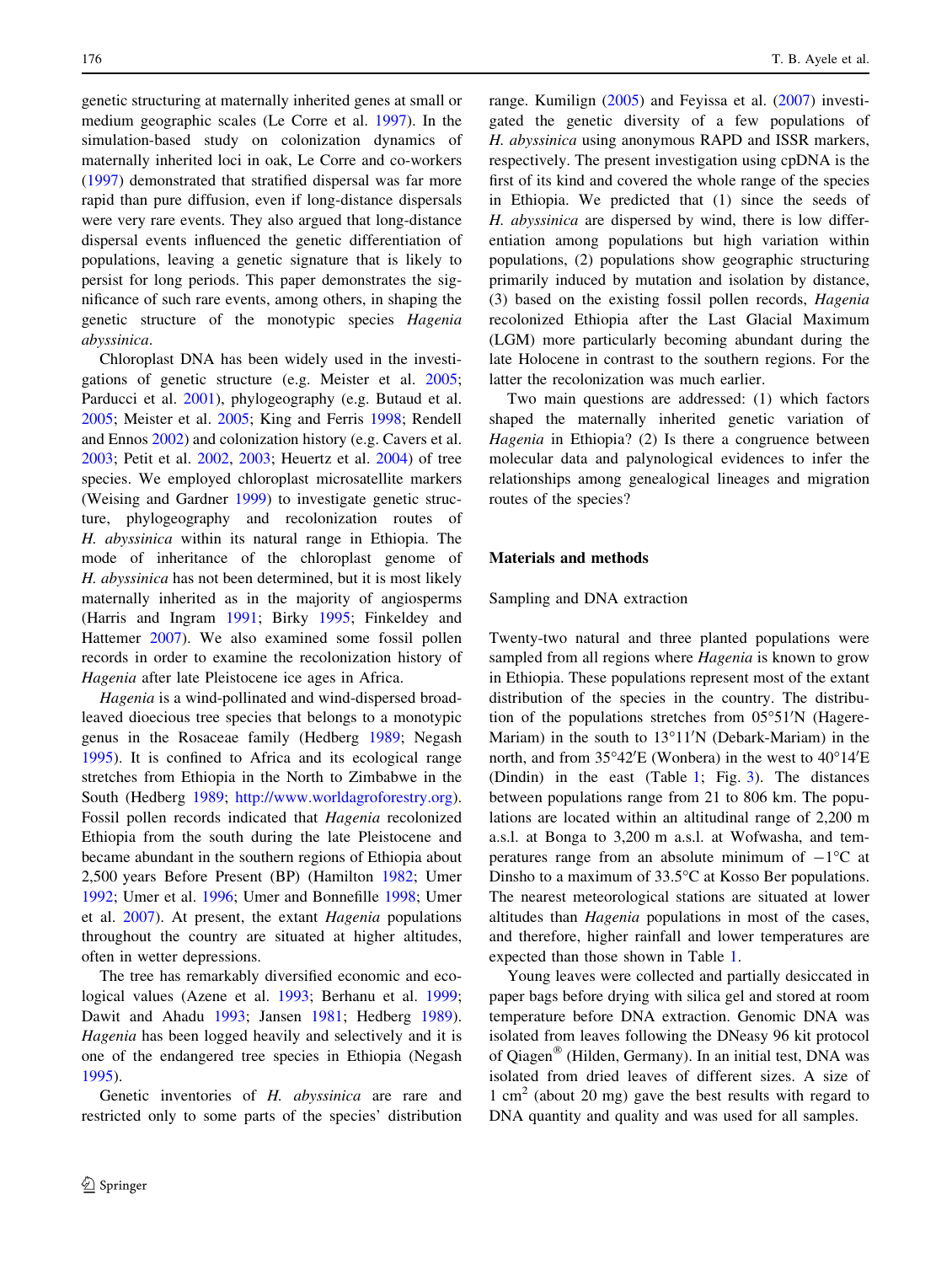genetic structuring at maternally inherited genes at small or medium geographic scales (Le Corre et al. 1997). In the simulation-based study on colonization dynamics of maternally inherited loci in oak, Le Corre and co-workers (1997) demonstrated that stratified dispersal was far more rapid than pure diffusion, even if long-distance dispersals were very rare events. They also argued that long-distance dispersal events influenced the genetic differentiation of populations, leaving a genetic signature that is likely to persist for long periods. This paper demonstrates the significance of such rare events, among others, in shaping the genetic structure of the monotypic species *Hagenia abyssinica*.

Chloroplast DNA has been widely used in the investigations of genetic structure (e.g. Meister et al. 2005; Parducci et al. 2001), phylogeography (e.g. Butaud et al. 2005; Meister et al. 2005; King and Ferris 1998; Rendell and Ennos 2002) and colonization history (e.g. Cavers et al. 2003; Petit et al. 2002, 2003; Heuertz et al. 2004) of tree species. We employed chloroplast microsatellite markers (Weising and Gardner 1999) to investigate genetic structure, phylogeography and recolonization routes of *H. abyssinica* within its natural range in Ethiopia. The mode of inheritance of the chloroplast genome of *H. abyssinica* has not been determined, but it is most likely maternally inherited as in the majority of angiosperms (Harris and Ingram 1991; Birky 1995; Finkeldey and Hattemer 2007). We also examined some fossil pollen records in order to examine the recolonization history of *Hagenia* after late Pleistocene ice ages in Africa.

*Hagenia* is a wind-pollinated and wind-dispersed broad-leaved dioecious tree species that belongs to a monotypic genus in the Rosaceae family (Hedberg 1989; Negash 1995). It is confined to Africa and its ecological range stretches from Ethiopia in the North to Zimbabwe in the South (Hedberg 1989; http://www.worldagroforestry.org). Fossil pollen records indicated that *Hagenia* recolonized Ethiopia from the south during the late Pleistocene and became abundant in the southern regions of Ethiopia about 2,500 years Before Present (BP) (Hamilton 1982; Umer 1992; Umer et al. 1996; Umer and Bonnefille 1998; Umer et al. 2007). At present, the extant *Hagenia* populations throughout the country are situated at higher altitudes, often in wetter depressions.

The tree has remarkably diversified economic and ecological values (Azene et al. 1993; Berhanu et al. 1999; Dawit and Ahadu 1993; Jansen 1981; Hedberg 1989). *Hagenia* has been logged heavily and selectively and it is one of the endangered tree species in Ethiopia (Negash 1995).

Genetic inventories of *H. abyssinica* are rare and restricted only to some parts of the species' distribution range. Kumilign (2005) and Feyissa et al. (2007) investigated the genetic diversity of a few populations of *H. abyssinica* using anonymous RAPD and ISSR markers, respectively. The present investigation using cpDNA is the first of its kind and covered the whole range of the species in Ethiopia. We predicted that (1) since the seeds of *H. abyssinica* are dispersed by wind, there is low differentiation among populations but high variation within populations, (2) populations show geographic structuring primarily induced by mutation and isolation by distance, (3) based on the existing fossil pollen records, *Hagenia* recolonized Ethiopia after the Last Glacial Maximum (LGM) more particularly becoming abundant during the late Holocene in contrast to the southern regions. For the latter the recolonization was much earlier.

Two main questions are addressed: (1) which factors shaped the maternally inherited genetic variation of *Hagenia* in Ethiopia? (2) Is there a congruence between molecular data and palynological evidences to infer the relationships among genealogical lineages and migration routes of the species?

## Materials and methods

### Sampling and DNA extraction

Twenty-two natural and three planted populations were sampled from all regions where *Hagenia* is known to grow in Ethiopia. These populations represent most of the extant distribution of the species in the country. The distribution of the populations stretches from 05°51′N (Hagere-Mariam) in the south to 13°11′N (Debark-Mariam) in the north, and from 35°42′E (Wonbera) in the west to 40°14′E (Dindin) in the east (Table 1; Fig. 3). The distances between populations range from 21 to 806 km. The populations are located within an altitudinal range of 2,200 m a.s.l. at Bonga to 3,200 m a.s.l. at Wofwasha, and temperatures range from an absolute minimum of −1°C at Dinsho to a maximum of 33.5°C at Kosso Ber populations. The nearest meteorological stations are situated at lower altitudes than *Hagenia* populations in most of the cases, and therefore, higher rainfall and lower temperatures are expected than those shown in Table 1.

Young leaves were collected and partially desiccated in paper bags before drying with silica gel and stored at room temperature before DNA extraction. Genomic DNA was isolated from leaves following the DNeasy 96 kit protocol of Qiagen® (Hilden, Germany). In an initial test, DNA was isolated from dried leaves of different sizes. A size of 1 cm$^2$ (about 20 mg) gave the best results with regard to DNA quantity and quality and was used for all samples.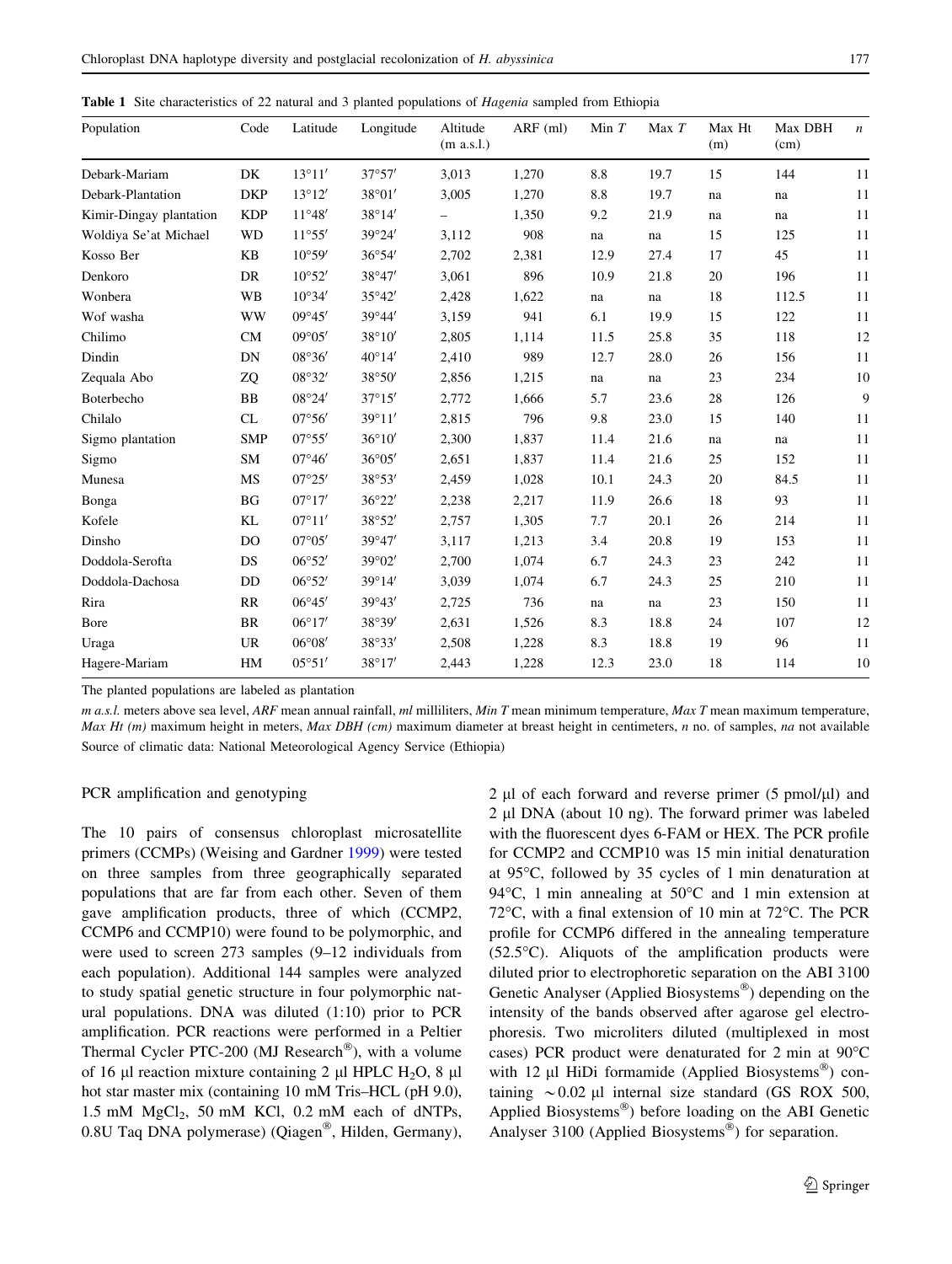**Table 1** Site characteristics of 22 natural and 3 planted populations of *Hagenia* sampled from Ethiopia

| Population | Code | Latitude | Longitude | Altitude (m a.s.l.) | ARF (ml) | Min *T* | Max *T* | Max Ht (m) | Max DBH (cm) | *n* |
|---|---|---|---|---|---|---|---|---|---|---|
| Debark-Mariam | DK | 13°11′ | 37°57′ | 3,013 | 1,270 | 8.8 | 19.7 | 15 | 144 | 11 |
| Debark-Plantation | DKP | 13°12′ | 38°01′ | 3,005 | 1,270 | 8.8 | 19.7 | na | na | 11 |
| Kimir-Dingay plantation | KDP | 11°48′ | 38°14′ | – | 1,350 | 9.2 | 21.9 | na | na | 11 |
| Woldiya Se'at Michael | WD | 11°55′ | 39°24′ | 3,112 | 908 | na | na | 15 | 125 | 11 |
| Kosso Ber | KB | 10°59′ | 36°54′ | 2,702 | 2,381 | 12.9 | 27.4 | 17 | 45 | 11 |
| Denkoro | DR | 10°52′ | 38°47′ | 3,061 | 896 | 10.9 | 21.8 | 20 | 196 | 11 |
| Wonbera | WB | 10°34′ | 35°42′ | 2,428 | 1,622 | na | na | 18 | 112.5 | 11 |
| Wof washa | WW | 09°45′ | 39°44′ | 3,159 | 941 | 6.1 | 19.9 | 15 | 122 | 11 |
| Chilimo | CM | 09°05′ | 38°10′ | 2,805 | 1,114 | 11.5 | 25.8 | 35 | 118 | 12 |
| Dindin | DN | 08°36′ | 40°14′ | 2,410 | 989 | 12.7 | 28.0 | 26 | 156 | 11 |
| Zequala Abo | ZQ | 08°32′ | 38°50′ | 2,856 | 1,215 | na | na | 23 | 234 | 10 |
| Boterbecho | BB | 08°24′ | 37°15′ | 2,772 | 1,666 | 5.7 | 23.6 | 28 | 126 | 9 |
| Chilalo | CL | 07°56′ | 39°11′ | 2,815 | 796 | 9.8 | 23.0 | 15 | 140 | 11 |
| Sigmo plantation | SMP | 07°55′ | 36°10′ | 2,300 | 1,837 | 11.4 | 21.6 | na | na | 11 |
| Sigmo | SM | 07°46′ | 36°05′ | 2,651 | 1,837 | 11.4 | 21.6 | 25 | 152 | 11 |
| Munesa | MS | 07°25′ | 38°53′ | 2,459 | 1,028 | 10.1 | 24.3 | 20 | 84.5 | 11 |
| Bonga | BG | 07°17′ | 36°22′ | 2,238 | 2,217 | 11.9 | 26.6 | 18 | 93 | 11 |
| Kofele | KL | 07°11′ | 38°52′ | 2,757 | 1,305 | 7.7 | 20.1 | 26 | 214 | 11 |
| Dinsho | DO | 07°05′ | 39°47′ | 3,117 | 1,213 | 3.4 | 20.8 | 19 | 153 | 11 |
| Doddola-Serofta | DS | 06°52′ | 39°02′ | 2,700 | 1,074 | 6.7 | 24.3 | 23 | 242 | 11 |
| Doddola-Dachosa | DD | 06°52′ | 39°14′ | 3,039 | 1,074 | 6.7 | 24.3 | 25 | 210 | 11 |
| Rira | RR | 06°45′ | 39°43′ | 2,725 | 736 | na | na | 23 | 150 | 11 |
| Bore | BR | 06°17′ | 38°39′ | 2,631 | 1,526 | 8.3 | 18.8 | 24 | 107 | 12 |
| Uraga | UR | 06°08′ | 38°33′ | 2,508 | 1,228 | 8.3 | 18.8 | 19 | 96 | 11 |
| Hagere-Mariam | HM | 05°51′ | 38°17′ | 2,443 | 1,228 | 12.3 | 23.0 | 18 | 114 | 10 |

The planted populations are labeled as plantation

*m a.s.l.* meters above sea level, *ARF* mean annual rainfall, *ml* milliliters, *Min T* mean minimum temperature, *Max T* mean maximum temperature, *Max Ht (m)* maximum height in meters, *Max DBH (cm)* maximum diameter at breast height in centimeters, *n* no. of samples, *na* not available

Source of climatic data: National Meteorological Agency Service (Ethiopia)

## PCR amplification and genotyping

The 10 pairs of consensus chloroplast microsatellite primers (CCMPs) (Weising and Gardner 1999) were tested on three samples from three geographically separated populations that are far from each other. Seven of them gave amplification products, three of which (CCMP2, CCMP6 and CCMP10) were found to be polymorphic, and were used to screen 273 samples (9–12 individuals from each population). Additional 144 samples were analyzed to study spatial genetic structure in four polymorphic natural populations. DNA was diluted (1:10) prior to PCR amplification. PCR reactions were performed in a Peltier Thermal Cycler PTC-200 (MJ Research®), with a volume of 16 μl reaction mixture containing 2 μl HPLC $H_2O$, 8 μl hot star master mix (containing 10 mM Tris–HCL (pH 9.0), 1.5 mM $MgCl_2$, 50 mM KCl, 0.2 mM each of dNTPs, 0.8U Taq DNA polymerase) (Qiagen®, Hilden, Germany), 2 μl of each forward and reverse primer (5 pmol/μl) and 2 μl DNA (about 10 ng). The forward primer was labeled with the fluorescent dyes 6-FAM or HEX. The PCR profile for CCMP2 and CCMP10 was 15 min initial denaturation at 95°C, followed by 35 cycles of 1 min denaturation at 94°C, 1 min annealing at 50°C and 1 min extension at 72°C, with a final extension of 10 min at 72°C. The PCR profile for CCMP6 differed in the annealing temperature (52.5°C). Aliquots of the amplification products were diluted prior to electrophoretic separation on the ABI 3100 Genetic Analyser (Applied Biosystems®) depending on the intensity of the bands observed after agarose gel electrophoresis. Two microliters diluted (multiplexed in most cases) PCR product were denatured for 2 min at 90°C with 12 μl HiDi formamide (Applied Biosystems®) containing ~0.02 μl internal size standard (GS ROX 500, Applied Biosystems®) before loading on the ABI Genetic Analyser 3100 (Applied Biosystems®) for separation.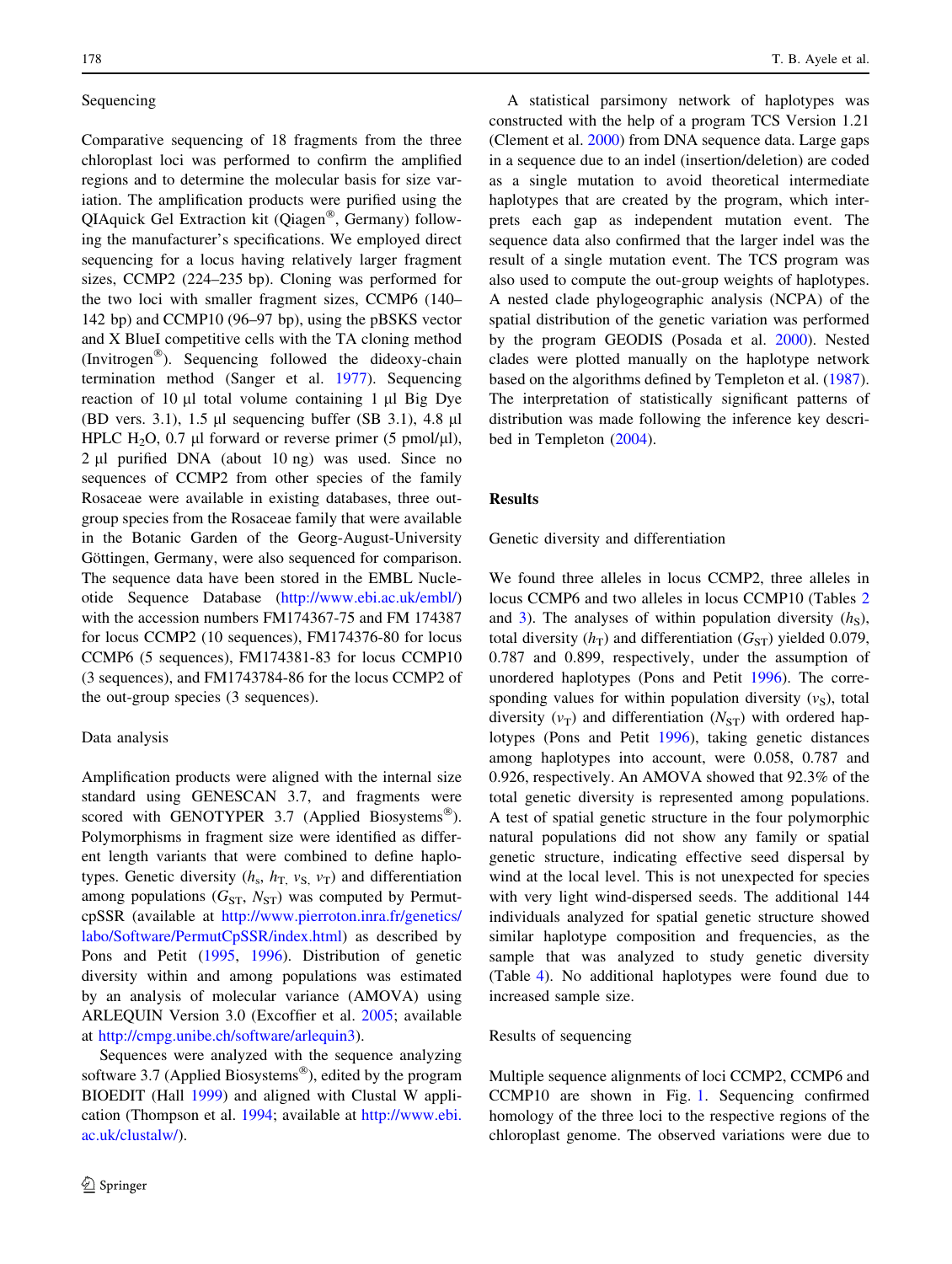### Sequencing

Comparative sequencing of 18 fragments from the three chloroplast loci was performed to confirm the amplified regions and to determine the molecular basis for size variation. The amplification products were purified using the QIAquick Gel Extraction kit (Qiagen®, Germany) following the manufacturer's specifications. We employed direct sequencing for a locus having relatively larger fragment sizes, CCMP2 (224–235 bp). Cloning was performed for the two loci with smaller fragment sizes, CCMP6 (140–142 bp) and CCMP10 (96–97 bp), using the pBSKS vector and X BlueI competitive cells with the TA cloning method (Invitrogen®). Sequencing followed the dideoxy-chain termination method (Sanger et al. 1977). Sequencing reaction of 10 μl total volume containing 1 μl Big Dye (BD vers. 3.1), 1.5 μl sequencing buffer (SB 3.1), 4.8 μl HPLC $H_2O$, 0.7 μl forward or reverse primer (5 pmol/μl), 2 μl purified DNA (about 10 ng) was used. Since no sequences of CCMP2 from other species of the family Rosaceae were available in existing databases, three out-group species from the Rosaceae family that were available in the Botanic Garden of the Georg-August-University Göttingen, Germany, were also sequenced for comparison. The sequence data have been stored in the EMBL Nucleotide Sequence Database (http://www.ebi.ac.uk/embl/) with the accession numbers FM174367-75 and FM 174387 for locus CCMP2 (10 sequences), FM174376-80 for locus CCMP6 (5 sequences), FM174381-83 for locus CCMP10 (3 sequences), and FM1743784-86 for the locus CCMP2 of the out-group species (3 sequences).

### Data analysis

Amplification products were aligned with the internal size standard using GENESCAN 3.7, and fragments were scored with GENOTYPER 3.7 (Applied Biosystems®). Polymorphisms in fragment size were identified as different length variants that were combined to define haplotypes. Genetic diversity ($h_s$, $h_T$, $v_S$, $v_T$) and differentiation among populations ($G_{ST}$, $N_{ST}$) was computed by Permut-cpSSR (available at http://www.pierroton.inra.fr/genetics/labo/Software/PermutCpSSR/index.html) as described by Pons and Petit (1995, 1996). Distribution of genetic diversity within and among populations was estimated by an analysis of molecular variance (AMOVA) using ARLEQUIN Version 3.0 (Excoffier et al. 2005; available at http://cmpg.unibe.ch/software/arlequin3).

Sequences were analyzed with the sequence analyzing software 3.7 (Applied Biosystems®), edited by the program BIOEDIT (Hall 1999) and aligned with Clustal W application (Thompson et al. 1994; available at http://www.ebi.ac.uk/clustalw/).

A statistical parsimony network of haplotypes was constructed with the help of a program TCS Version 1.21 (Clement et al. 2000) from DNA sequence data. Large gaps in a sequence due to an indel (insertion/deletion) are coded as a single mutation to avoid theoretical intermediate haplotypes that are created by the program, which interprets each gap as independent mutation event. The sequence data also confirmed that the larger indel was the result of a single mutation event. The TCS program was also used to compute the out-group weights of haplotypes. A nested clade phylogeographic analysis (NCPA) of the spatial distribution of the genetic variation was performed by the program GEODIS (Posada et al. 2000). Nested clades were plotted manually on the haplotype network based on the algorithms defined by Templeton et al. (1987). The interpretation of statistically significant patterns of distribution was made following the inference key described in Templeton (2004).

## Results

### Genetic diversity and differentiation

We found three alleles in locus CCMP2, three alleles in locus CCMP6 and two alleles in locus CCMP10 (Tables 2 and 3). The analyses of within population diversity ($h_S$), total diversity ($h_T$) and differentiation ($G_{ST}$) yielded 0.079, 0.787 and 0.899, respectively, under the assumption of unordered haplotypes (Pons and Petit 1996). The corresponding values for within population diversity ($v_S$), total diversity ($v_T$) and differentiation ($N_{ST}$) with ordered haplotypes (Pons and Petit 1996), taking genetic distances among haplotypes into account, were 0.058, 0.787 and 0.926, respectively. An AMOVA showed that 92.3% of the total genetic diversity is represented among populations. A test of spatial genetic structure in the four polymorphic natural populations did not show any family or spatial genetic structure, indicating effective seed dispersal by wind at the local level. This is not unexpected for species with very light wind-dispersed seeds. The additional 144 individuals analyzed for spatial genetic structure showed similar haplotype composition and frequencies, as the sample that was analyzed to study genetic diversity (Table 4). No additional haplotypes were found due to increased sample size.

### Results of sequencing

Multiple sequence alignments of loci CCMP2, CCMP6 and CCMP10 are shown in Fig. 1. Sequencing confirmed homology of the three loci to the respective regions of the chloroplast genome. The observed variations were due to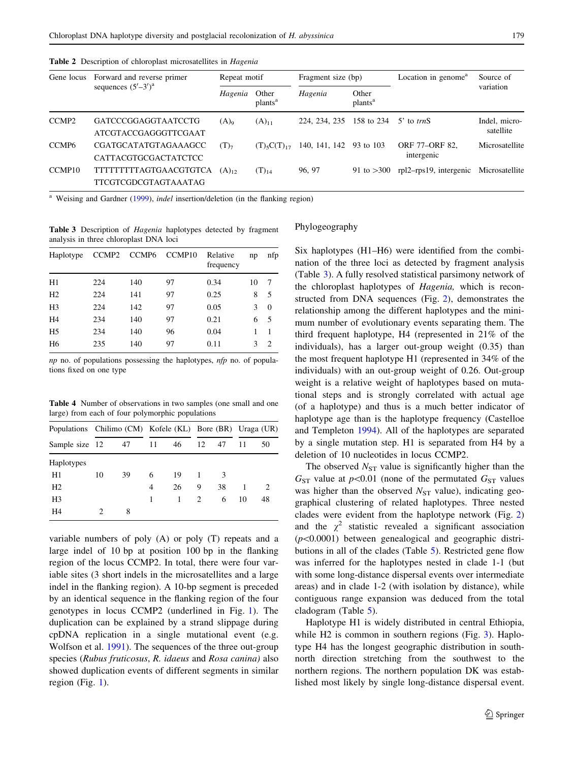**Table 2** Description of chloroplast microsatellites in *Hagenia*

| Gene locus | Forward and reverse primer sequences (5′–3′)[a] | Repeat motif | | Fragment size (bp) | | Location in genome[a] | Source of variation |
|---|---|---|---|---|---|---|---|
| | | *Hagenia* | Other plants[a] | *Hagenia* | Other plants[a] | | |
| CCMP2 | GATCCCGGAGGTAATCCTG ATCGTACCGAGGGTTCGAAT | $(A)_9$ | $(A)_{11}$ | 224, 234, 235 | 158 to 234 | 5′ to *trn*S | Indel, microsatellite |
| CCMP6 | CGATGCATATGTAGAAAGCC CATTACGTGCGACTATCTCC | $(T)_7$ | $(T)_5C(T)_{17}$ | 140, 141, 142 | 93 to 103 | ORF 77–ORF 82, intergenic | Microsatellite |
| CCMP10 | TTTTTTTTTAGTGAACGTGTCA TTCGTCGDCGTAGTAAATAG | $(A)_{12}$ | $(T)_{14}$ | 96, 97 | 91 to >300 | rpl2–rps19, intergenic | Microsatellite |

[a] Weising and Gardner (1999), *indel* insertion/deletion (in the flanking region)

**Table 3** Description of *Hagenia* haplotypes detected by fragment analysis in three chloroplast DNA loci

| Haplotype | CCMP2 | CCMP6 | CCMP10 | Relative frequency | np | nfp |
|---|---|---|---|---|---|---|
| H1 | 224 | 140 | 97 | 0.34 | 10 | 7 |
| H2 | 224 | 141 | 97 | 0.25 | 8 | 5 |
| H3 | 224 | 142 | 97 | 0.05 | 3 | 0 |
| H4 | 234 | 140 | 97 | 0.21 | 6 | 5 |
| H5 | 234 | 140 | 96 | 0.04 | 1 | 1 |
| H6 | 235 | 140 | 97 | 0.11 | 3 | 2 |

*np* no. of populations possessing the haplotypes, *nfp* no. of populations fixed on one type

**Table 4** Number of observations in two samples (one small and one large) from each of four polymorphic populations

| Populations | Chilimo (CM) | | Kofele (KL) | | Bore (BR) | | Uraga (UR) | |
|---|---|---|---|---|---|---|---|---|
| Sample size | 12 | 47 | 11 | 46 | 12 | 47 | 11 | 50 |
| Haplotypes | | | | | | | | |
| H1 | 10 | 39 | 6 | 19 | 1 | 3 | | |
| H2 | | | 4 | 26 | 9 | 38 | 1 | 2 |
| H3 | | | 1 | 1 | 2 | 6 | 10 | 48 |
| H4 | 2 | 8 | | | | | | |

variable numbers of poly (A) or poly (T) repeats and a large indel of 10 bp at position 100 bp in the flanking region of the locus CCMP2. In total, there were four variable sites (3 short indels in the microsatellites and a large indel in the flanking region). A 10-bp segment is preceded by an identical sequence in the flanking region of the four genotypes in locus CCMP2 (underlined in Fig. 1). The duplication can be explained by a strand slippage during cpDNA replication in a single mutational event (e.g. Wolfson et al. 1991). The sequences of the three out-group species (*Rubus fruticosus*, *R. idaeus* and *Rosa canina)* also showed duplication events of different segments in similar region (Fig. 1).

## Phylogeography

Six haplotypes (H1–H6) were identified from the combination of the three loci as detected by fragment analysis (Table 3). A fully resolved statistical parsimony network of the chloroplast haplotypes of *Hagenia,* which is reconstructed from DNA sequences (Fig. 2), demonstrates the relationship among the different haplotypes and the minimum number of evolutionary events separating them. The third frequent haplotype, H4 (represented in 21% of the individuals), has a larger out-group weight (0.35) than the most frequent haplotype H1 (represented in 34% of the individuals) with an out-group weight of 0.26. Out-group weight is a relative weight of haplotypes based on mutational steps and is strongly correlated with actual age (of a haplotype) and thus is a much better indicator of haplotype age than is the haplotype frequency (Castelloe and Templeton 1994). All of the haplotypes are separated by a single mutation step. H1 is separated from H4 by a deletion of 10 nucleotides in locus CCMP2.

The observed $N_{ST}$ value is significantly higher than the $G_{ST}$ value at $p<0.01$ (none of the permutated $G_{ST}$ values was higher than the observed $N_{ST}$ value), indicating geographical clustering of related haplotypes. Three nested clades were evident from the haplotype network (Fig. 2) and the $\chi^2$ statistic revealed a significant association ($p<0.0001$) between genealogical and geographic distributions in all of the clades (Table 5). Restricted gene flow was inferred for the haplotypes nested in clade 1-1 (but with some long-distance dispersal events over intermediate areas) and in clade 1-2 (with isolation by distance), while contiguous range expansion was deduced from the total cladogram (Table 5).

Haplotype H1 is widely distributed in central Ethiopia, while H2 is common in southern regions (Fig. 3). Haplotype H4 has the longest geographic distribution in south-north direction stretching from the southwest to the northern regions. The northern population DK was established most likely by single long-distance dispersal event.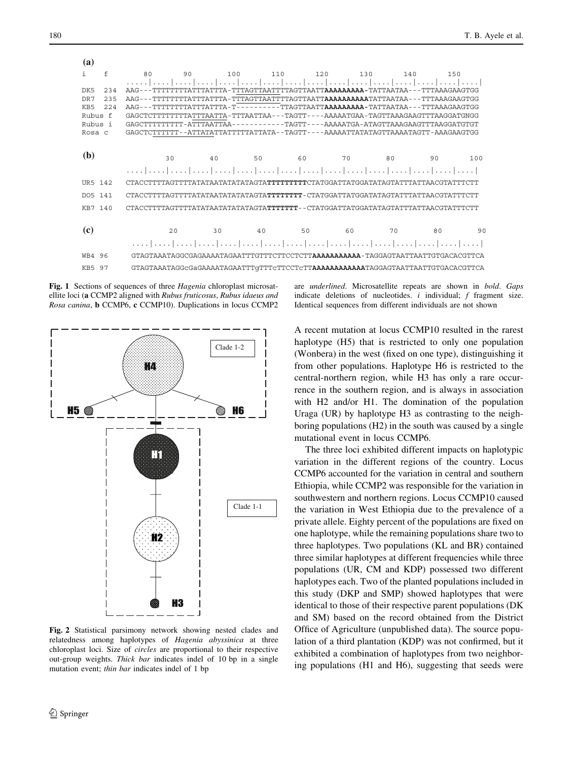**(a)**

```
i       f       80        90        100       110       120       130       140       150
                ....|....|....|....|....|....|....|....|....|....|....|....|....|....|....|....|
DK5     234     AAG---TTTTTTTTATTTATTTA-TTTAGTTAATTTTAGTTAATTAAAAAAAAA-TATTAATAA---TTTAAAGAAGTGG
DR7     235     AAG---TTTTTTTTATTTATTTA-TTTAGTTAATTTTAGTTAATTAAAAAAAAAATATTAATAA---TTTAAAGAAGTGG
KB5     224     AAG---TTTTTTTTATTTATTTA-T----------TTAGTTAATTAAAAAAAAA-TATTAATAA---TTTAAAGAAGTGG
Rubus f         GAGCTCTTTTTTTTATTTAATTA-TTTAATTAA---TAGTT----AAAAATGAA-TAGTTAAAGAAGTTTAAGGATGNGG
Rubus i         GAGCTTTTTTTTT-ATTTAATTAA------------TAGTT----AAAAATGA-ATAGTTAAAGAAGTTTAAGGATGTGT
Rosa c          GAGCTCTTTTTT--ATTATATTATTTTTATTATA--TAGTT----AAAAATTATATAGTTAAAATAGTT-AAAGAAGTGG
```

**(b)**

```
                30        40        50        60        70        80        90        100
        ....|....|....|....|....|....|....|....|....|....|....|....|....|....|....|....|
UR5 142 CTACCTTTTAGTTTTATATAATATATATAGTATTTTTTTTCTATGGATTATGGATATAGTATTTATTAACGTATTTCTT
DO5 141 CTACCTTTTAGTTTTATATAATATATATAGTATTTTTTT-CTATGGATTATGGATATAGTATTTATTAACGTATTTCTT
KB7 140 CTACCTTTTAGTTTTATATAATATATATAGTATTTTTT--CTATGGATTATGGATATAGTATTTATTAACGTATTTCTT
```

**(c)**

```
                20        30        40        50        60        70        80        90
        ....|....|....|....|....|....|....|....|....|....|....|....|....|....|....|....|
WB4 96  GTAGTAAATAGGCGAGAAAATAGAATTTGTTTCTTCCTCTTAAAAAAAAAAA-TAGGAGTAATTAATTGTGACACGTTCA
KB5 97  GTAGTAAATAGGcGaGAAAATAGAATTTgTTTcTTCCTcTTAAAAAAAAAAAATAGGAGTAATTAATTGTGACACGTTCA
```

**Fig. 1** Sections of sequences of three *Hagenia* chloroplast microsatellite loci (**a** CCMP2 aligned with *Rubus fruticosus*, *Rubus idaeus and Rosa canina*, **b** CCMP6, **c** CCMP10). Duplications in locus CCMP2 are *underlined*. Microsatellite repeats are shown in **bold**. *Gaps* indicate deletions of nucleotides. *i* individual; *f* fragment size. Identical sequences from different individuals are not shown

**Fig. 2** Statistical parsimony network showing nested clades and relatedness among haplotypes of *Hagenia abyssinica* at three chloroplast loci. Size of *circles* are proportional to their respective out-group weights. *Thick bar* indicates indel of 10 bp in a single mutation event; *thin bar* indicates indel of 1 bp

A recent mutation at locus CCMP10 resulted in the rarest haplotype (H5) that is restricted to only one population (Wonbera) in the west (fixed on one type), distinguishing it from other populations. Haplotype H6 is restricted to the central-northern region, while H3 has only a rare occurrence in the southern region, and is always in association with H2 and/or H1. The domination of the population Uraga (UR) by haplotype H3 as contrasting to the neighboring populations (H2) in the south was caused by a single mutational event in locus CCMP6.

The three loci exhibited different impacts on haplotypic variation in the different regions of the country. Locus CCMP6 accounted for the variation in central and southern Ethiopia, while CCMP2 was responsible for the variation in southwestern and northern regions. Locus CCMP10 caused the variation in West Ethiopia due to the prevalence of a private allele. Eighty percent of the populations are fixed on one haplotype, while the remaining populations share two to three haplotypes. Two populations (KL and BR) contained three similar haplotypes at different frequencies while three populations (UR, CM and KDP) possessed two different haplotypes each. Two of the planted populations included in this study (DKP and SMP) showed haplotypes that were identical to those of their respective parent populations (DK and SM) based on the record obtained from the District Office of Agriculture (unpublished data). The source population of a third plantation (KDP) was not confirmed, but it exhibited a combination of haplotypes from two neighboring populations (H1 and H6), suggesting that seeds were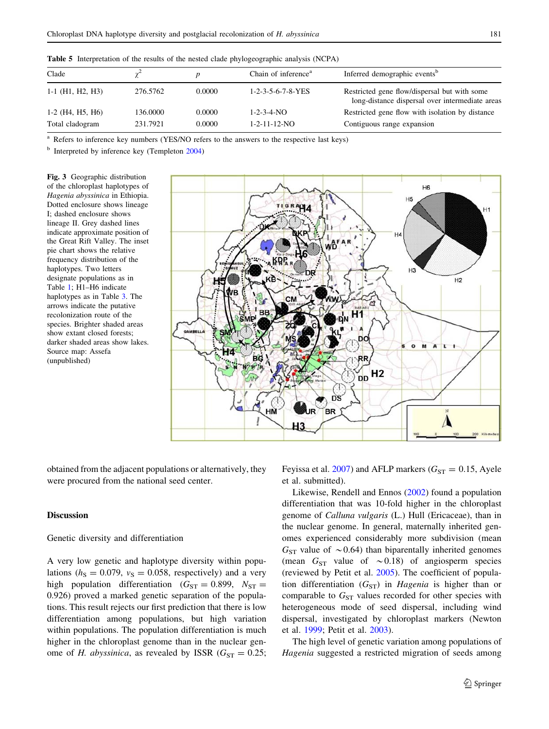**Table 5** Interpretation of the results of the nested clade phylogeographic analysis (NCPA)

| Clade | $\chi^2$ | $p$ | Chain of inference[a] | Inferred demographic events[b] |
|---|---|---|---|---|
| 1-1 (H1, H2, H3) | 276.5762 | 0.0000 | 1-2-3-5-6-7-8-YES | Restricted gene flow/dispersal but with some long-distance dispersal over intermediate areas |
| 1-2 (H4, H5, H6) | 136.0000 | 0.0000 | 1-2-3-4-NO | Restricted gene flow with isolation by distance |
| Total cladogram | 231.7921 | 0.0000 | 1-2-11-12-NO | Contiguous range expansion |

[a] Refers to inference key numbers (YES/NO refers to the answers to the respective last keys)

[b] Interpreted by inference key (Templeton 2004)

**Fig. 3** Geographic distribution of the chloroplast haplotypes of *Hagenia abyssinica* in Ethiopia. Dotted enclosure shows lineage I; dashed enclosure shows lineage II. Grey dashed lines indicate approximate position of the Great Rift Valley. The inset pie chart shows the relative frequency distribution of the haplotypes. Two letters designate populations as in Table 1; H1–H6 indicate haplotypes as in Table 3. The arrows indicate the putative recolonization route of the species. Brighter shaded areas show extant closed forests; darker shaded areas show lakes. Source map: Assefa (unpublished)

obtained from the adjacent populations or alternatively, they were procured from the national seed center.

## Discussion

### Genetic diversity and differentiation

A very low genetic and haplotype diversity within populations ($h_S = 0.079$, $v_S = 0.058$, respectively) and a very high population differentiation ($G_{ST} = 0.899$, $N_{ST} = 0.926$) proved a marked genetic separation of the populations. This result rejects our first prediction that there is low differentiation among populations, but high variation within populations. The population differentiation is much higher in the chloroplast genome than in the nuclear genome of *H. abyssinica*, as revealed by ISSR ($G_{ST} = 0.25$; Feyissa et al. 2007) and AFLP markers ($G_{ST} = 0.15$, Ayele et al. submitted).

Likewise, Rendell and Ennos (2002) found a population differentiation that was 10-fold higher in the chloroplast genome of *Calluna vulgaris* (L.) Hull (Ericaceae), than in the nuclear genome. In general, maternally inherited genomes experienced considerably more subdivision (mean $G_{ST}$ value of $\sim$0.64) than biparentally inherited genomes (mean $G_{ST}$ value of $\sim$0.18) of angiosperm species (reviewed by Petit et al. 2005). The coefficient of population differentiation ($G_{ST}$) in *Hagenia* is higher than or comparable to $G_{ST}$ values recorded for other species with heterogeneous mode of seed dispersal, including wind dispersal, investigated by chloroplast markers (Newton et al. 1999; Petit et al. 2003).

The high level of genetic variation among populations of *Hagenia* suggested a restricted migration of seeds among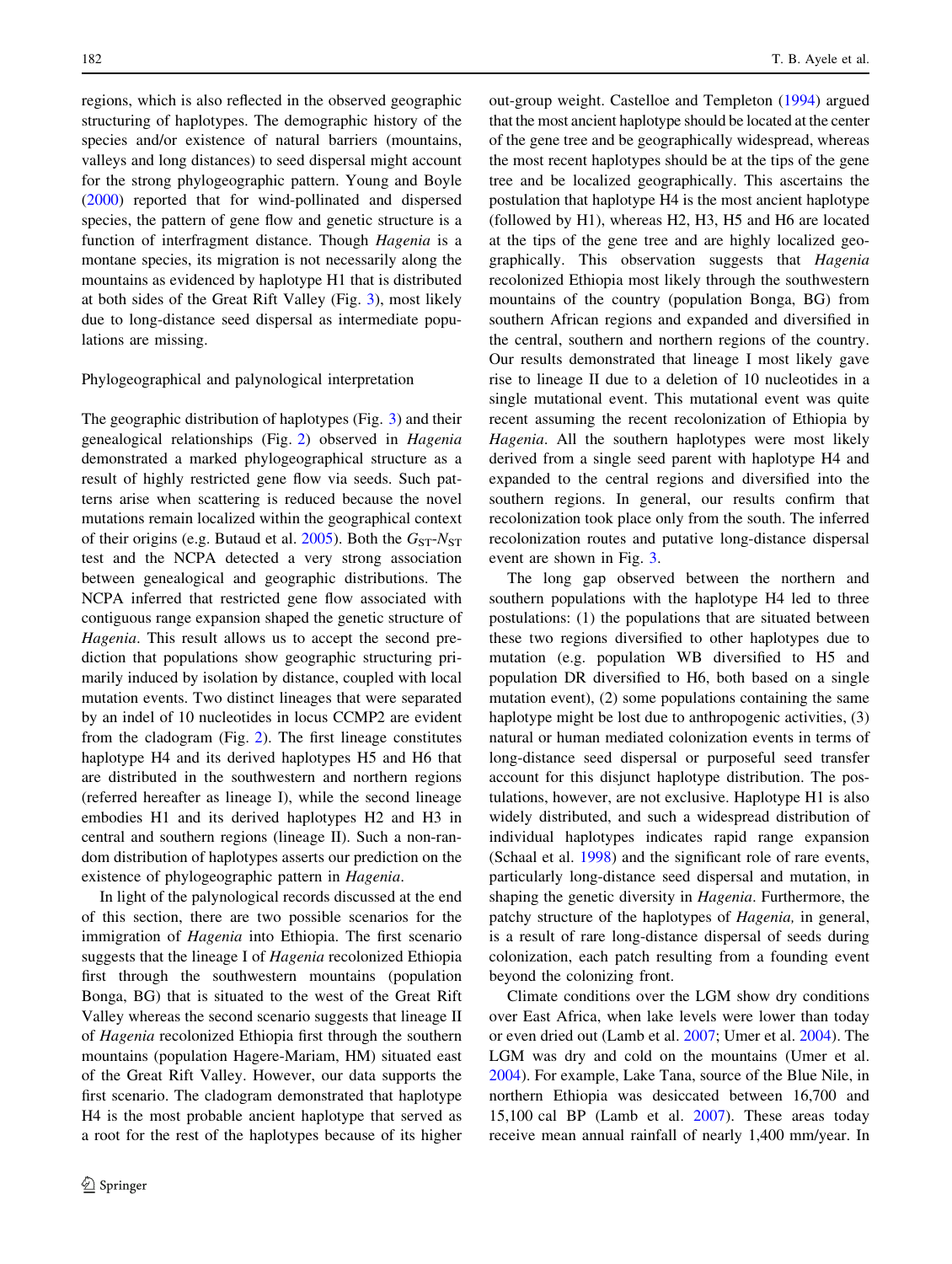regions, which is also reflected in the observed geographic structuring of haplotypes. The demographic history of the species and/or existence of natural barriers (mountains, valleys and long distances) to seed dispersal might account for the strong phylogeographic pattern. Young and Boyle (2000) reported that for wind-pollinated and dispersed species, the pattern of gene flow and genetic structure is a function of interfragment distance. Though *Hagenia* is a montane species, its migration is not necessarily along the mountains as evidenced by haplotype H1 that is distributed at both sides of the Great Rift Valley (Fig. 3), most likely due to long-distance seed dispersal as intermediate populations are missing.

### Phylogeographical and palynological interpretation

The geographic distribution of haplotypes (Fig. 3) and their genealogical relationships (Fig. 2) observed in *Hagenia* demonstrated a marked phylogeographical structure as a result of highly restricted gene flow via seeds. Such patterns arise when scattering is reduced because the novel mutations remain localized within the geographical context of their origins (e.g. Butaud et al. 2005). Both the $G_{ST}$-$N_{ST}$ test and the NCPA detected a very strong association between genealogical and geographic distributions. The NCPA inferred that restricted gene flow associated with contiguous range expansion shaped the genetic structure of *Hagenia*. This result allows us to accept the second prediction that populations show geographic structuring primarily induced by isolation by distance, coupled with local mutation events. Two distinct lineages that were separated by an indel of 10 nucleotides in locus CCMP2 are evident from the cladogram (Fig. 2). The first lineage constitutes haplotype H4 and its derived haplotypes H5 and H6 that are distributed in the southwestern and northern regions (referred hereafter as lineage I), while the second lineage embodies H1 and its derived haplotypes H2 and H3 in central and southern regions (lineage II). Such a non-random distribution of haplotypes asserts our prediction on the existence of phylogeographic pattern in *Hagenia*.

In light of the palynological records discussed at the end of this section, there are two possible scenarios for the immigration of *Hagenia* into Ethiopia. The first scenario suggests that the lineage I of *Hagenia* recolonized Ethiopia first through the southwestern mountains (population Bonga, BG) that is situated to the west of the Great Rift Valley whereas the second scenario suggests that lineage II of *Hagenia* recolonized Ethiopia first through the southern mountains (population Hagere-Mariam, HM) situated east of the Great Rift Valley. However, our data supports the first scenario. The cladogram demonstrated that haplotype H4 is the most probable ancient haplotype that served as a root for the rest of the haplotypes because of its higher out-group weight. Castelloe and Templeton (1994) argued that the most ancient haplotype should be located at the center of the gene tree and be geographically widespread, whereas the most recent haplotypes should be at the tips of the gene tree and be localized geographically. This ascertains the postulation that haplotype H4 is the most ancient haplotype (followed by H1), whereas H2, H3, H5 and H6 are located at the tips of the gene tree and are highly localized geographically. This observation suggests that *Hagenia* recolonized Ethiopia most likely through the southwestern mountains of the country (population Bonga, BG) from southern African regions and expanded and diversified in the central, southern and northern regions of the country. Our results demonstrated that lineage I most likely gave rise to lineage II due to a deletion of 10 nucleotides in a single mutational event. This mutational event was quite recent assuming the recent recolonization of Ethiopia by *Hagenia*. All the southern haplotypes were most likely derived from a single seed parent with haplotype H4 and expanded to the central regions and diversified into the southern regions. In general, our results confirm that recolonization took place only from the south. The inferred recolonization routes and putative long-distance dispersal event are shown in Fig. 3.

The long gap observed between the northern and southern populations with the haplotype H4 led to three postulations: (1) the populations that are situated between these two regions diversified to other haplotypes due to mutation (e.g. population WB diversified to H5 and population DR diversified to H6, both based on a single mutation event), (2) some populations containing the same haplotype might be lost due to anthropogenic activities, (3) natural or human mediated colonization events in terms of long-distance seed dispersal or purposeful seed transfer account for this disjunct haplotype distribution. The postulations, however, are not exclusive. Haplotype H1 is also widely distributed, and such a widespread distribution of individual haplotypes indicates rapid range expansion (Schaal et al. 1998) and the significant role of rare events, particularly long-distance seed dispersal and mutation, in shaping the genetic diversity in *Hagenia*. Furthermore, the patchy structure of the haplotypes of *Hagenia,* in general, is a result of rare long-distance dispersal of seeds during colonization, each patch resulting from a founding event beyond the colonizing front.

Climate conditions over the LGM show dry conditions over East Africa, when lake levels were lower than today or even dried out (Lamb et al. 2007; Umer et al. 2004). The LGM was dry and cold on the mountains (Umer et al. 2004). For example, Lake Tana, source of the Blue Nile, in northern Ethiopia was desiccated between 16,700 and 15,100 cal BP (Lamb et al. 2007). These areas today receive mean annual rainfall of nearly 1,400 mm/year. In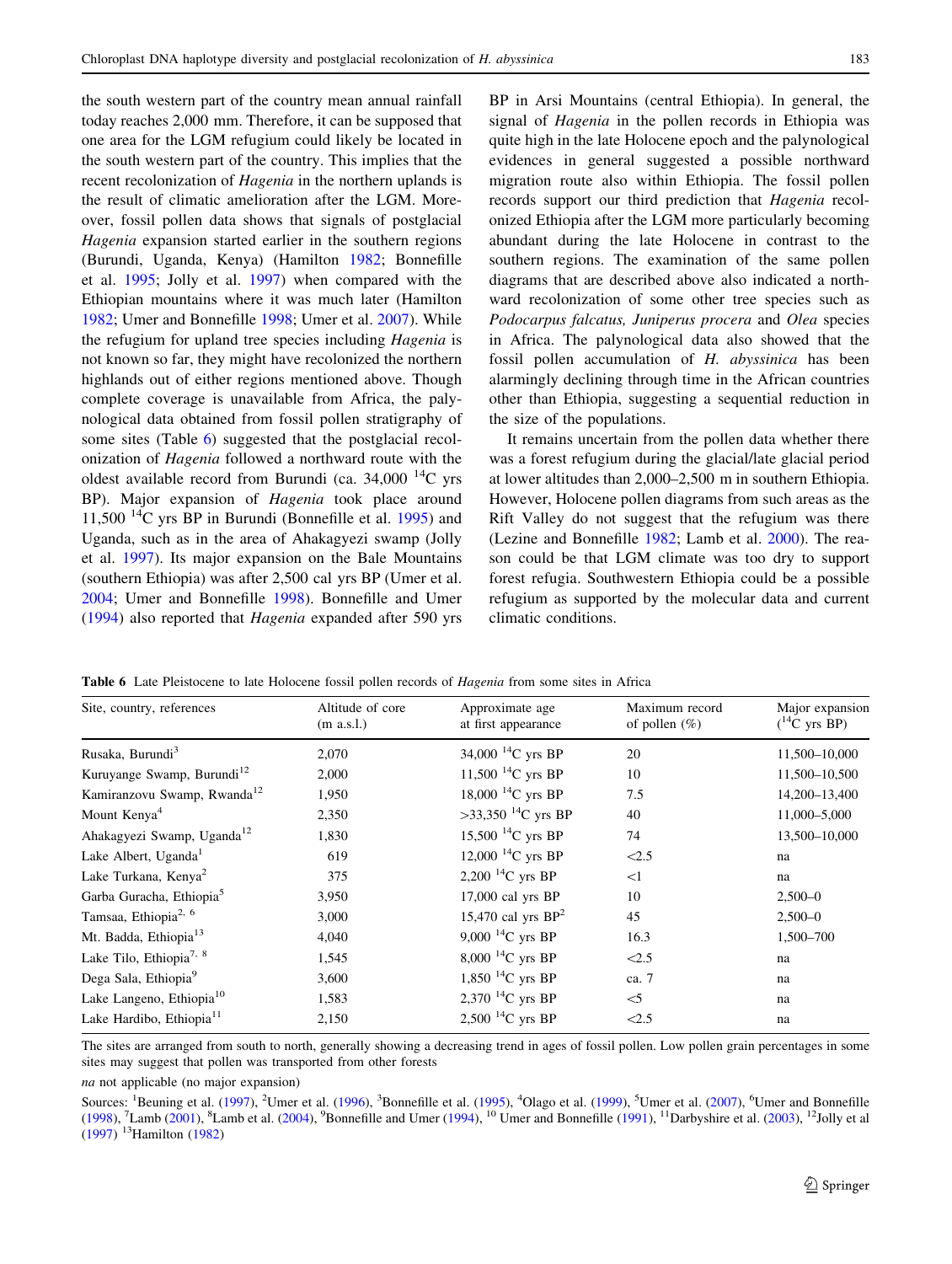the south western part of the country mean annual rainfall today reaches 2,000 mm. Therefore, it can be supposed that one area for the LGM refugium could likely be located in the south western part of the country. This implies that the recent recolonization of *Hagenia* in the northern uplands is the result of climatic amelioration after the LGM. Moreover, fossil pollen data shows that signals of postglacial *Hagenia* expansion started earlier in the southern regions (Burundi, Uganda, Kenya) (Hamilton 1982; Bonnefille et al. 1995; Jolly et al. 1997) when compared with the Ethiopian mountains where it was much later (Hamilton 1982; Umer and Bonnefille 1998; Umer et al. 2007). While the refugium for upland tree species including *Hagenia* is not known so far, they might have recolonized the northern highlands out of either regions mentioned above. Though complete coverage is unavailable from Africa, the palynological data obtained from fossil pollen stratigraphy of some sites (Table 6) suggested that the postglacial recolonization of *Hagenia* followed a northward route with the oldest available record from Burundi (ca. 34,000 $^{14}$C yrs BP). Major expansion of *Hagenia* took place around 11,500 $^{14}$C yrs BP in Burundi (Bonnefille et al. 1995) and Uganda, such as in the area of Ahakagyezi swamp (Jolly et al. 1997). Its major expansion on the Bale Mountains (southern Ethiopia) was after 2,500 cal yrs BP (Umer et al. 2004; Umer and Bonnefille 1998). Bonnefille and Umer (1994) also reported that *Hagenia* expanded after 590 yrs BP in Arsi Mountains (central Ethiopia). In general, the signal of *Hagenia* in the pollen records in Ethiopia was quite high in the late Holocene epoch and the palynological evidences in general suggested a possible northward migration route also within Ethiopia. The fossil pollen records support our third prediction that *Hagenia* recolonized Ethiopia after the LGM more particularly becoming abundant during the late Holocene in contrast to the southern regions. The examination of the same pollen diagrams that are described above also indicated a northward recolonization of some other tree species such as *Podocarpus falcatus, Juniperus procera* and *Olea* species in Africa. The palynological data also showed that the fossil pollen accumulation of *H. abyssinica* has been alarmingly declining through time in the African countries other than Ethiopia, suggesting a sequential reduction in the size of the populations.

It remains uncertain from the pollen data whether there was a forest refugium during the glacial/late glacial period at lower altitudes than 2,000–2,500 m in southern Ethiopia. However, Holocene pollen diagrams from such areas as the Rift Valley do not suggest that the refugium was there (Lezine and Bonnefille 1982; Lamb et al. 2000). The reason could be that LGM climate was too dry to support forest refugia. Southwestern Ethiopia could be a possible refugium as supported by the molecular data and current climatic conditions.

**Table 6** Late Pleistocene to late Holocene fossil pollen records of *Hagenia* from some sites in Africa

| Site, country, references | Altitude of core (m a.s.l.) | Approximate age at first appearance | Maximum record of pollen (%) | Major expansion ($^{14}$C yrs BP) |
|---|---|---|---|---|
| Rusaka, Burundi[3] | 2,070 | 34,000 $^{14}$C yrs BP | 20 | 11,500–10,000 |
| Kuruyange Swamp, Burundi[12] | 2,000 | 11,500 $^{14}$C yrs BP | 10 | 11,500–10,500 |
| Kamiranzovu Swamp, Rwanda[12] | 1,950 | 18,000 $^{14}$C yrs BP | 7.5 | 14,200–13,400 |
| Mount Kenya[4] | 2,350 | >33,350 $^{14}$C yrs BP | 40 | 11,000–5,000 |
| Ahakagyezi Swamp, Uganda[12] | 1,830 | 15,500 $^{14}$C yrs BP | 74 | 13,500–10,000 |
| Lake Albert, Uganda[1] | 619 | 12,000 $^{14}$C yrs BP | <2.5 | na |
| Lake Turkana, Kenya[2] | 375 | 2,200 $^{14}$C yrs BP | <1 | na |
| Garba Guracha, Ethiopia[5] | 3,950 | 17,000 cal yrs BP | 10 | 2,500–0 |
| Tamsaa, Ethiopia[2, 6] | 3,000 | 15,470 cal yrs BP[2] | 45 | 2,500–0 |
| Mt. Badda, Ethiopia[13] | 4,040 | 9,000 $^{14}$C yrs BP | 16.3 | 1,500–700 |
| Lake Tilo, Ethiopia[7, 8] | 1,545 | 8,000 $^{14}$C yrs BP | <2.5 | na |
| Dega Sala, Ethiopia[9] | 3,600 | 1,850 $^{14}$C yrs BP | ca. 7 | na |
| Lake Langeno, Ethiopia[10] | 1,583 | 2,370 $^{14}$C yrs BP | <5 | na |
| Lake Hardibo, Ethiopia[11] | 2,150 | 2,500 $^{14}$C yrs BP | <2.5 | na |

The sites are arranged from south to north, generally showing a decreasing trend in ages of fossil pollen. Low pollen grain percentages in some sites may suggest that pollen was transported from other forests

*na* not applicable (no major expansion)

Sources: [1]Beuning et al. (1997), [2]Umer et al. (1996), [3]Bonnefille et al. (1995), [4]Olago et al. (1999), [5]Umer et al. (2007), [6]Umer and Bonnefille (1998), [7]Lamb (2001), [8]Lamb et al. (2004), [9]Bonnefille and Umer (1994), [10] Umer and Bonnefille (1991), [11]Darbyshire et al. (2003), [12]Jolly et al (1997) [13]Hamilton (1982)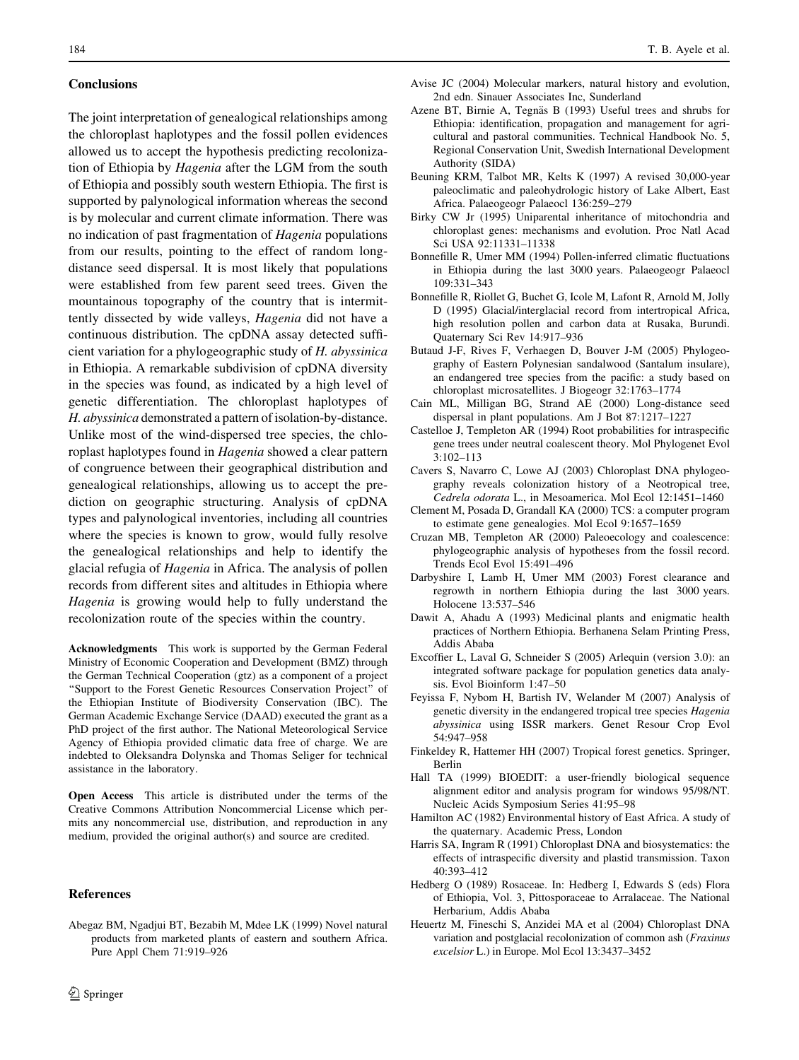## Conclusions

The joint interpretation of genealogical relationships among the chloroplast haplotypes and the fossil pollen evidences allowed us to accept the hypothesis predicting recolonization of Ethiopia by *Hagenia* after the LGM from the south of Ethiopia and possibly south western Ethiopia. The first is supported by palynological information whereas the second is by molecular and current climate information. There was no indication of past fragmentation of *Hagenia* populations from our results, pointing to the effect of random long-distance seed dispersal. It is most likely that populations were established from few parent seed trees. Given the mountainous topography of the country that is intermittently dissected by wide valleys, *Hagenia* did not have a continuous distribution. The cpDNA assay detected sufficient variation for a phylogeographic study of *H. abyssinica* in Ethiopia. A remarkable subdivision of cpDNA diversity in the species was found, as indicated by a high level of genetic differentiation. The chloroplast haplotypes of *H. abyssinica* demonstrated a pattern of isolation-by-distance. Unlike most of the wind-dispersed tree species, the chloroplast haplotypes found in *Hagenia* showed a clear pattern of congruence between their geographical distribution and genealogical relationships, allowing us to accept the prediction on geographic structuring. Analysis of cpDNA types and palynological inventories, including all countries where the species is known to grow, would fully resolve the genealogical relationships and help to identify the glacial refugia of *Hagenia* in Africa. The analysis of pollen records from different sites and altitudes in Ethiopia where *Hagenia* is growing would help to fully understand the recolonization route of the species within the country.

**Acknowledgments** This work is supported by the German Federal Ministry of Economic Cooperation and Development (BMZ) through the German Technical Cooperation (gtz) as a component of a project "Support to the Forest Genetic Resources Conservation Project" of the Ethiopian Institute of Biodiversity Conservation (IBC). The German Academic Exchange Service (DAAD) executed the grant as a PhD project of the first author. The National Meteorological Service Agency of Ethiopia provided climatic data free of charge. We are indebted to Oleksandra Dolynska and Thomas Seliger for technical assistance in the laboratory.

**Open Access** This article is distributed under the terms of the Creative Commons Attribution Noncommercial License which permits any noncommercial use, distribution, and reproduction in any medium, provided the original author(s) and source are credited.

## References

Abegaz BM, Ngadjui BT, Bezabih M, Mdee LK (1999) Novel natural products from marketed plants of eastern and southern Africa. Pure Appl Chem 71:919–926

Avise JC (2004) Molecular markers, natural history and evolution, 2nd edn. Sinauer Associates Inc, Sunderland

Azene BT, Birnie A, Tegnäs B (1993) Useful trees and shrubs for Ethiopia: identification, propagation and management for agricultural and pastoral communities. Technical Handbook No. 5, Regional Conservation Unit, Swedish International Development Authority (SIDA)

Beuning KRM, Talbot MR, Kelts K (1997) A revised 30,000-year paleoclimatic and paleohydrologic history of Lake Albert, East Africa. Palaeogeogr Palaeocl 136:259–279

Birky CW Jr (1995) Uniparental inheritance of mitochondria and chloroplast genes: mechanisms and evolution. Proc Natl Acad Sci USA 92:11331–11338

Bonnefille R, Umer MM (1994) Pollen-inferred climatic fluctuations in Ethiopia during the last 3000 years. Palaeogeogr Palaeocl 109:331–343

Bonnefille R, Riollet G, Buchet G, Icole M, Lafont R, Arnold M, Jolly D (1995) Glacial/interglacial record from intertropical Africa, high resolution pollen and carbon data at Rusaka, Burundi. Quaternary Sci Rev 14:917–936

Butaud J-F, Rives F, Verhaegen D, Bouver J-M (2005) Phylogeography of Eastern Polynesian sandalwood (Santalum insulare), an endangered tree species from the pacific: a study based on chloroplast microsatellites. J Biogeogr 32:1763–1774

Cain ML, Milligan BG, Strand AE (2000) Long-distance seed dispersal in plant populations. Am J Bot 87:1217–1227

Castelloe J, Templeton AR (1994) Root probabilities for intraspecific gene trees under neutral coalescent theory. Mol Phylogenet Evol 3:102–113

Cavers S, Navarro C, Lowe AJ (2003) Chloroplast DNA phylogeography reveals colonization history of a Neotropical tree, *Cedrela odorata* L., in Mesoamerica. Mol Ecol 12:1451–1460

Clement M, Posada D, Grandall KA (2000) TCS: a computer program to estimate gene genealogies. Mol Ecol 9:1657–1659

Cruzan MB, Templeton AR (2000) Paleoecology and coalescence: phylogeographic analysis of hypotheses from the fossil record. Trends Ecol Evol 15:491–496

Darbyshire I, Lamb H, Umer MM (2003) Forest clearance and regrowth in northern Ethiopia during the last 3000 years. Holocene 13:537–546

Dawit A, Ahadu A (1993) Medicinal plants and enigmatic health practices of Northern Ethiopia. Berhanena Selam Printing Press, Addis Ababa

Excoffier L, Laval G, Schneider S (2005) Arlequin (version 3.0): an integrated software package for population genetics data analysis. Evol Bioinform 1:47–50

Feyissa F, Nybom H, Bartish IV, Welander M (2007) Analysis of genetic diversity in the endangered tropical tree species *Hagenia abyssinica* using ISSR markers. Genet Resour Crop Evol 54:947–958

Finkeldey R, Hattemer HH (2007) Tropical forest genetics. Springer, Berlin

Hall TA (1999) BIOEDIT: a user-friendly biological sequence alignment editor and analysis program for windows 95/98/NT. Nucleic Acids Symposium Series 41:95–98

Hamilton AC (1982) Environmental history of East Africa. A study of the quaternary. Academic Press, London

Harris SA, Ingram R (1991) Chloroplast DNA and biosystematics: the effects of intraspecific diversity and plastid transmission. Taxon 40:393–412

Hedberg O (1989) Rosaceae. In: Hedberg I, Edwards S (eds) Flora of Ethiopia, Vol. 3, Pittosporaceae to Arralaceae. The National Herbarium, Addis Ababa

Heuertz M, Fineschi S, Anzidei MA et al (2004) Chloroplast DNA variation and postglacial recolonization of common ash (*Fraxinus excelsior* L.) in Europe. Mol Ecol 13:3437–3452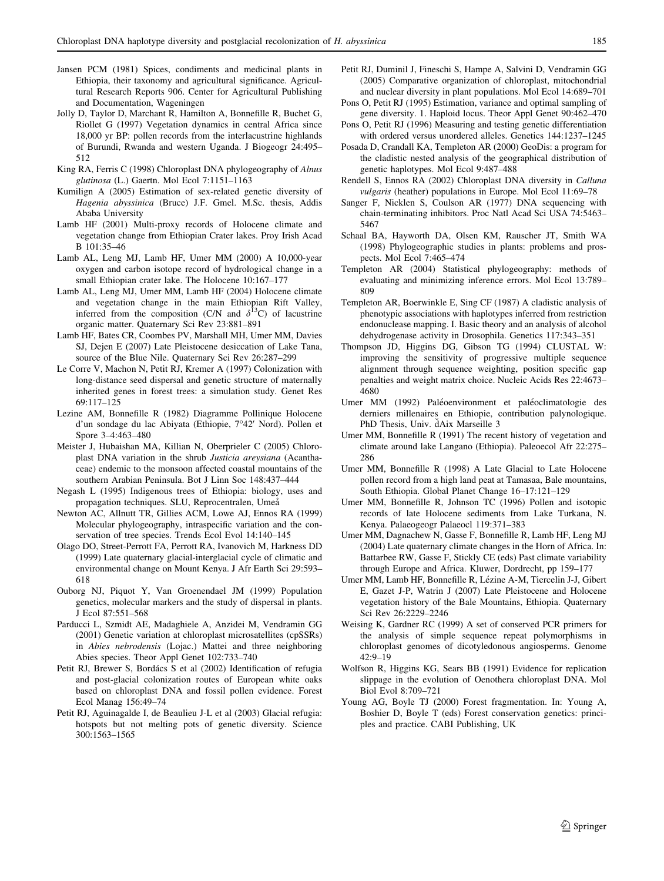Jansen PCM (1981) Spices, condiments and medicinal plants in Ethiopia, their taxonomy and agricultural significance. Agricultural Research Reports 906. Center for Agricultural Publishing and Documentation, Wageningen

Jolly D, Taylor D, Marchant R, Hamilton A, Bonnefille R, Buchet G, Riollet G (1997) Vegetation dynamics in central Africa since 18,000 yr BP: pollen records from the interlacustrine highlands of Burundi, Rwanda and western Uganda. J Biogeogr 24:495–512

King RA, Ferris C (1998) Chloroplast DNA phylogeography of *Alnus glutinosa* (L.) Gaertn. Mol Ecol 7:1151–1163

Kumilign A (2005) Estimation of sex-related genetic diversity of *Hagenia abyssinica* (Bruce) J.F. Gmel. M.Sc. thesis, Addis Ababa University

Lamb HF (2001) Multi-proxy records of Holocene climate and vegetation change from Ethiopian Crater lakes. Proy Irish Acad B 101:35–46

Lamb AL, Leng MJ, Lamb HF, Umer MM (2000) A 10,000-year oxygen and carbon isotope record of hydrological change in a small Ethiopian crater lake. The Holocene 10:167–177

Lamb AL, Leng MJ, Umer MM, Lamb HF (2004) Holocene climate and vegetation change in the main Ethiopian Rift Valley, inferred from the composition (C/N and $\delta^{13}C$) of lacustrine organic matter. Quaternary Sci Rev 23:881–891

Lamb HF, Bates CR, Coombes PV, Marshall MH, Umer MM, Davies SJ, Dejen E (2007) Late Pleistocene desiccation of Lake Tana, source of the Blue Nile. Quaternary Sci Rev 26:287–299

Le Corre V, Machon N, Petit RJ, Kremer A (1997) Colonization with long-distance seed dispersal and genetic structure of maternally inherited genes in forest trees: a simulation study. Genet Res 69:117–125

Lezine AM, Bonnefille R (1982) Diagramme Pollinique Holocene d'un sondage du lac Abiyata (Ethiopie, 7°42′ Nord). Pollen et Spore 3–4:463–480

Meister J, Hubaishan MA, Killian N, Oberprieler C (2005) Chloroplast DNA variation in the shrub *Justicia areysiana* (Acanthaceae) endemic to the monsoon affected coastal mountains of the southern Arabian Peninsula. Bot J Linn Soc 148:437–444

Negash L (1995) Indigenous trees of Ethiopia: biology, uses and propagation techniques. SLU, Reprocentralen, Umeå

Newton AC, Allnutt TR, Gillies ACM, Lowe AJ, Ennos RA (1999) Molecular phylogeography, intraspecific variation and the conservation of tree species. Trends Ecol Evol 14:140–145

Olago DO, Street-Perrott FA, Perrott RA, Ivanovich M, Harkness DD (1999) Late quaternary glacial-interglacial cycle of climatic and environmental change on Mount Kenya. J Afr Earth Sci 29:593–618

Ouborg NJ, Piquot Y, Van Groenendael JM (1999) Population genetics, molecular markers and the study of dispersal in plants. J Ecol 87:551–568

Parducci L, Szmidt AE, Madaghiele A, Anzidei M, Vendramin GG (2001) Genetic variation at chloroplast microsatellites (cpSSRs) in *Abies nebrodensis* (Lojac.) Mattei and three neighboring Abies species. Theor Appl Genet 102:733–740

Petit RJ, Brewer S, Bordács S et al (2002) Identification of refugia and post-glacial colonization routes of European white oaks based on chloroplast DNA and fossil pollen evidence. Forest Ecol Manag 156:49–74

Petit RJ, Aguinagalde I, de Beaulieu J-L et al (2003) Glacial refugia: hotspots but not melting pots of genetic diversity. Science 300:1563–1565

Petit RJ, Duminil J, Fineschi S, Hampe A, Salvini D, Vendramin GG (2005) Comparative organization of chloroplast, mitochondrial and nuclear diversity in plant populations. Mol Ecol 14:689–701

Pons O, Petit RJ (1995) Estimation, variance and optimal sampling of gene diversity. 1. Haploid locus. Theor Appl Genet 90:462–470

Pons O, Petit RJ (1996) Measuring and testing genetic differentiation with ordered versus unordered alleles. Genetics 144:1237–1245

Posada D, Crandall KA, Templeton AR (2000) GeoDis: a program for the cladistic nested analysis of the geographical distribution of genetic haplotypes. Mol Ecol 9:487–488

Rendell S, Ennos RA (2002) Chloroplast DNA diversity in *Calluna vulgaris* (heather) populations in Europe. Mol Ecol 11:69–78

Sanger F, Nicklen S, Coulson AR (1977) DNA sequencing with chain-terminating inhibitors. Proc Natl Acad Sci USA 74:5463–5467

Schaal BA, Hayworth DA, Olsen KM, Rauscher JT, Smith WA (1998) Phylogeographic studies in plants: problems and prospects. Mol Ecol 7:465–474

Templeton AR (2004) Statistical phylogeography: methods of evaluating and minimizing inference errors. Mol Ecol 13:789–809

Templeton AR, Boerwinkle E, Sing CF (1987) A cladistic analysis of phenotypic associations with haplotypes inferred from restriction endonuclease mapping. I. Basic theory and an analysis of alcohol dehydrogenase activity in Drosophila. Genetics 117:343–351

Thompson JD, Higgins DG, Gibson TG (1994) CLUSTAL W: improving the sensitivity of progressive multiple sequence alignment through sequence weighting, position specific gap penalties and weight matrix choice. Nucleic Acids Res 22:4673–4680

Umer MM (1992) Paléoenvironment et paléoclimatologie des derniers millenaires en Ethiopie, contribution palynologique. PhD Thesis, Univ. ďAix Marseille 3

Umer MM, Bonnefille R (1991) The recent history of vegetation and climate around lake Langano (Ethiopia). Paleoecol Afr 22:275–286

Umer MM, Bonnefille R (1998) A Late Glacial to Late Holocene pollen record from a high land peat at Tamasaa, Bale mountains, South Ethiopia. Global Planet Change 16–17:121–129

Umer MM, Bonnefille R, Johnson TC (1996) Pollen and isotopic records of late Holocene sediments from Lake Turkana, N. Kenya. Palaeogeogr Palaeocl 119:371–383

Umer MM, Dagnachew N, Gasse F, Bonnefille R, Lamb HF, Leng MJ (2004) Late quaternary climate changes in the Horn of Africa. In: Battarbee RW, Gasse F, Stickly CE (eds) Past climate variability through Europe and Africa. Kluwer, Dordrecht, pp 159–177

Umer MM, Lamb HF, Bonnefille R, Lézine A-M, Tiercelin J-J, Gibert E, Gazet J-P, Watrin J (2007) Late Pleistocene and Holocene vegetation history of the Bale Mountains, Ethiopia. Quaternary Sci Rev 26:2229–2246

Weising K, Gardner RC (1999) A set of conserved PCR primers for the analysis of simple sequence repeat polymorphisms in chloroplast genomes of dicotyledonous angiosperms. Genome 42:9–19

Wolfson R, Higgins KG, Sears BB (1991) Evidence for replication slippage in the evolution of Oenothera chloroplast DNA. Mol Biol Evol 8:709–721

Young AG, Boyle TJ (2000) Forest fragmentation. In: Young A, Boshier D, Boyle T (eds) Forest conservation genetics: principles and practice. CABI Publishing, UK